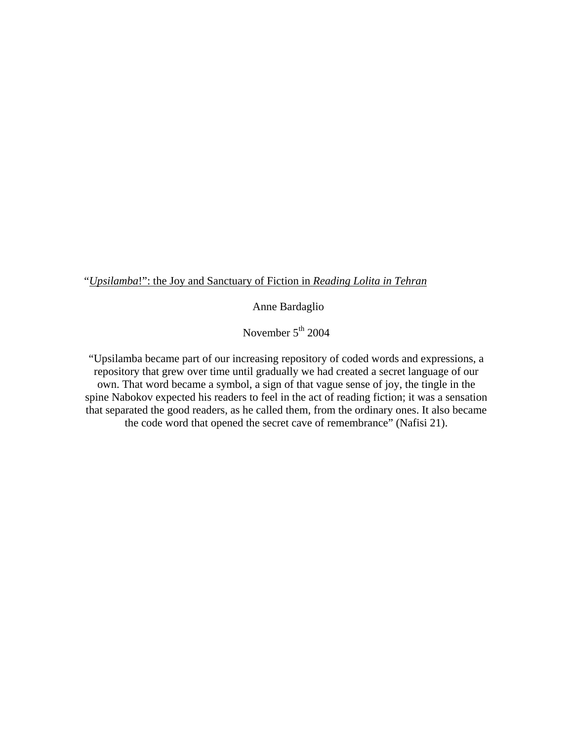“*Upsilamba*!”: the Joy and Sanctuary of Fiction in *Reading Lolita in Tehran*

Anne Bardaglio

November 5th 2004

“Upsilamba became part of our increasing repository of coded words and expressions, a repository that grew over time until gradually we had created a secret language of our own. That word became a symbol, a sign of that vague sense of joy, the tingle in the spine Nabokov expected his readers to feel in the act of reading fiction; it was a sensation that separated the good readers, as he called them, from the ordinary ones. It also became the code word that opened the secret cave of remembrance” (Nafisi 21).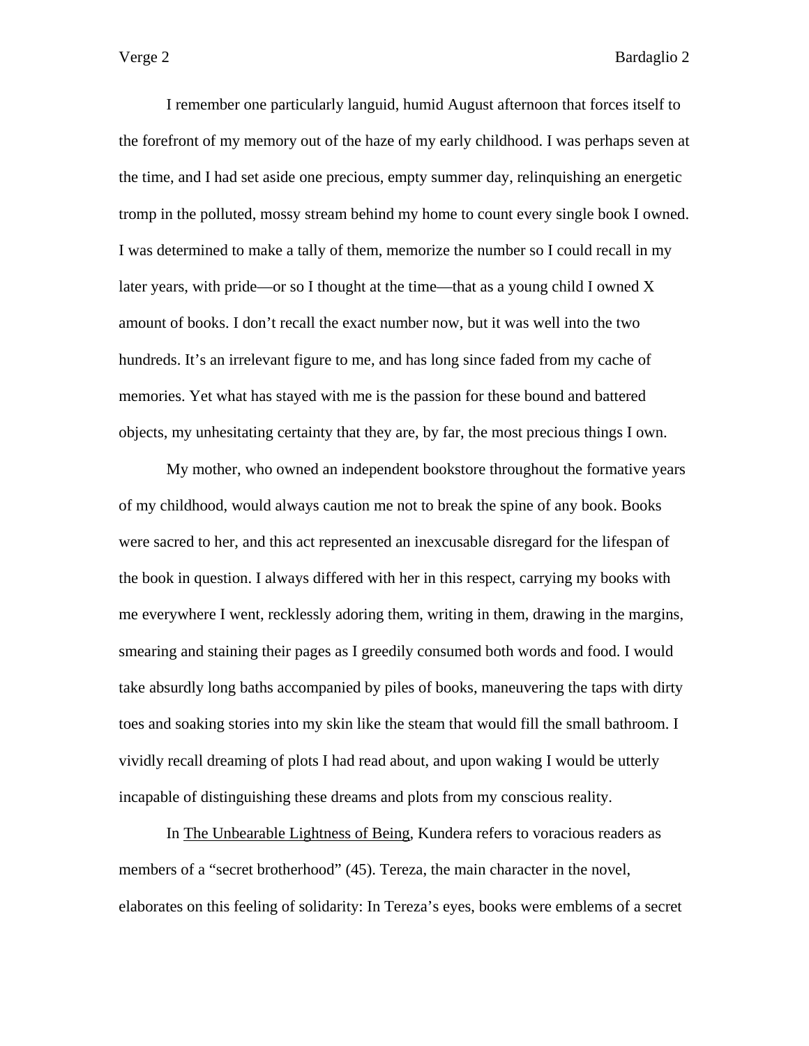I remember one particularly languid, humid August afternoon that forces itself to the forefront of my memory out of the haze of my early childhood. I was perhaps seven at the time, and I had set aside one precious, empty summer day, relinquishing an energetic tromp in the polluted, mossy stream behind my home to count every single book I owned. I was determined to make a tally of them, memorize the number so I could recall in my later years, with pride—or so I thought at the time—that as a young child I owned X amount of books. I don't recall the exact number now, but it was well into the two hundreds. It's an irrelevant figure to me, and has long since faded from my cache of memories. Yet what has stayed with me is the passion for these bound and battered objects, my unhesitating certainty that they are, by far, the most precious things I own.

My mother, who owned an independent bookstore throughout the formative years of my childhood, would always caution me not to break the spine of any book. Books were sacred to her, and this act represented an inexcusable disregard for the lifespan of the book in question. I always differed with her in this respect, carrying my books with me everywhere I went, recklessly adoring them, writing in them, drawing in the margins, smearing and staining their pages as I greedily consumed both words and food. I would take absurdly long baths accompanied by piles of books, maneuvering the taps with dirty toes and soaking stories into my skin like the steam that would fill the small bathroom. I vividly recall dreaming of plots I had read about, and upon waking I would be utterly incapable of distinguishing these dreams and plots from my conscious reality.

In <u>The Unbearable Lightness of Being</u>, Kundera refers to voracious readers as members of a "secret brotherhood" (45). Tereza, the main character in the novel, elaborates on this feeling of solidarity: In Tereza's eyes, books were emblems of a secret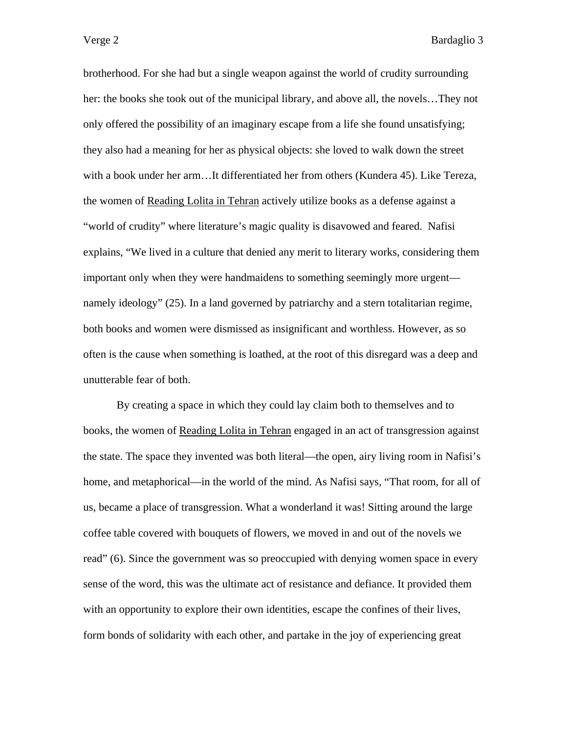brotherhood. For she had but a single weapon against the world of crudity surrounding her: the books she took out of the municipal library, and above all, the novels…They not only offered the possibility of an imaginary escape from a life she found unsatisfying; they also had a meaning for her as physical objects: she loved to walk down the street with a book under her arm…It differentiated her from others (Kundera 45). Like Tereza, the women of Reading Lolita in Tehran actively utilize books as a defense against a "world of crudity" where literature's magic quality is disavowed and feared. Nafisi explains, "We lived in a culture that denied any merit to literary works, considering them important only when they were handmaidens to something seemingly more urgent—namely ideology" (25). In a land governed by patriarchy and a stern totalitarian regime, both books and women were dismissed as insignificant and worthless. However, as so often is the cause when something is loathed, at the root of this disregard was a deep and unutterable fear of both.

By creating a space in which they could lay claim both to themselves and to books, the women of Reading Lolita in Tehran engaged in an act of transgression against the state. The space they invented was both literal—the open, airy living room in Nafisi's home, and metaphorical—in the world of the mind. As Nafisi says, "That room, for all of us, became a place of transgression. What a wonderland it was! Sitting around the large coffee table covered with bouquets of flowers, we moved in and out of the novels we read" (6). Since the government was so preoccupied with denying women space in every sense of the word, this was the ultimate act of resistance and defiance. It provided them with an opportunity to explore their own identities, escape the confines of their lives, form bonds of solidarity with each other, and partake in the joy of experiencing great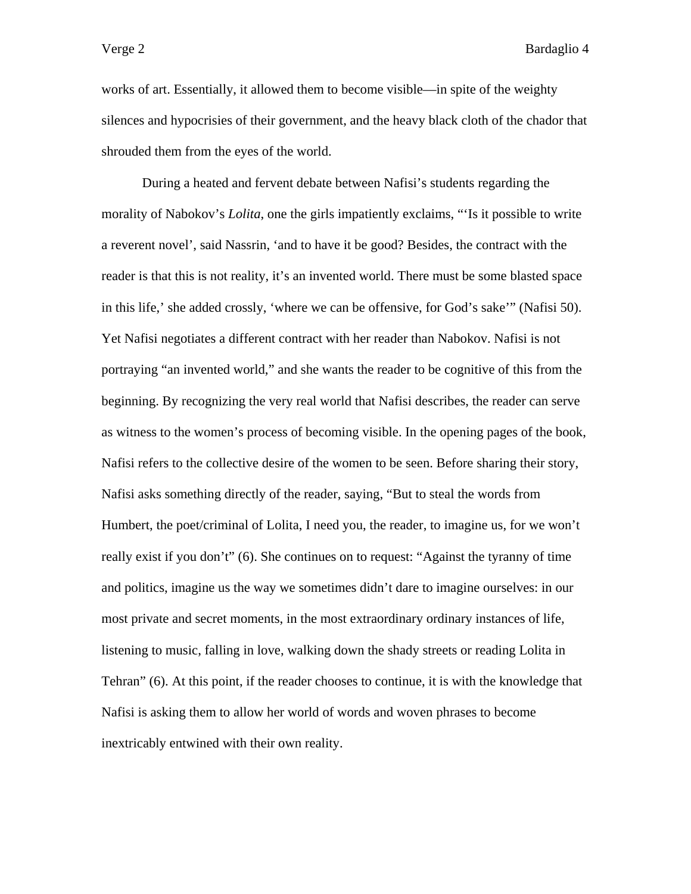works of art. Essentially, it allowed them to become visible—in spite of the weighty silences and hypocrisies of their government, and the heavy black cloth of the chador that shrouded them from the eyes of the world.

During a heated and fervent debate between Nafisi's students regarding the morality of Nabokov's *Lolita*, one the girls impatiently exclaims, "'Is it possible to write a reverent novel', said Nassrin, 'and to have it be good? Besides, the contract with the reader is that this is not reality, it's an invented world. There must be some blasted space in this life,' she added crossly, 'where we can be offensive, for God's sake'" (Nafisi 50). Yet Nafisi negotiates a different contract with her reader than Nabokov. Nafisi is not portraying "an invented world," and she wants the reader to be cognitive of this from the beginning. By recognizing the very real world that Nafisi describes, the reader can serve as witness to the women's process of becoming visible. In the opening pages of the book, Nafisi refers to the collective desire of the women to be seen. Before sharing their story, Nafisi asks something directly of the reader, saying, "But to steal the words from Humbert, the poet/criminal of Lolita, I need you, the reader, to imagine us, for we won't really exist if you don't" (6). She continues on to request: "Against the tyranny of time and politics, imagine us the way we sometimes didn't dare to imagine ourselves: in our most private and secret moments, in the most extraordinary ordinary instances of life, listening to music, falling in love, walking down the shady streets or reading Lolita in Tehran" (6). At this point, if the reader chooses to continue, it is with the knowledge that Nafisi is asking them to allow her world of words and woven phrases to become inextricably entwined with their own reality.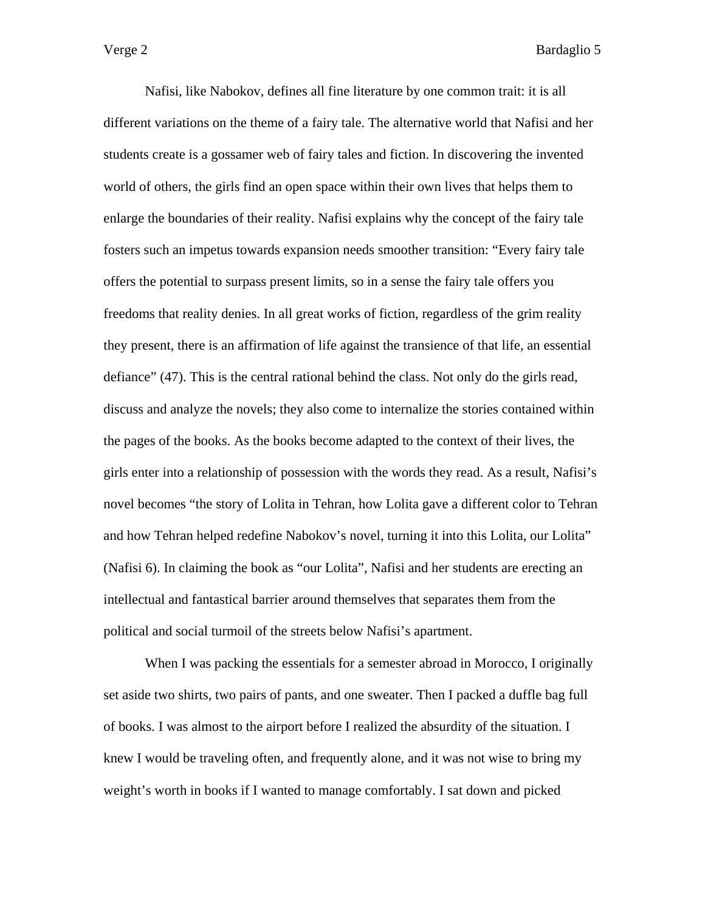Nafisi, like Nabokov, defines all fine literature by one common trait: it is all different variations on the theme of a fairy tale. The alternative world that Nafisi and her students create is a gossamer web of fairy tales and fiction. In discovering the invented world of others, the girls find an open space within their own lives that helps them to enlarge the boundaries of their reality. Nafisi explains why the concept of the fairy tale fosters such an impetus towards expansion needs smoother transition: “Every fairy tale offers the potential to surpass present limits, so in a sense the fairy tale offers you freedoms that reality denies. In all great works of fiction, regardless of the grim reality they present, there is an affirmation of life against the transience of that life, an essential defiance” (47). This is the central rational behind the class. Not only do the girls read, discuss and analyze the novels; they also come to internalize the stories contained within the pages of the books. As the books become adapted to the context of their lives, the girls enter into a relationship of possession with the words they read. As a result, Nafisi’s novel becomes “the story of Lolita in Tehran, how Lolita gave a different color to Tehran and how Tehran helped redefine Nabokov’s novel, turning it into this Lolita, our Lolita” (Nafisi 6). In claiming the book as “our Lolita”, Nafisi and her students are erecting an intellectual and fantastical barrier around themselves that separates them from the political and social turmoil of the streets below Nafisi’s apartment.

When I was packing the essentials for a semester abroad in Morocco, I originally set aside two shirts, two pairs of pants, and one sweater. Then I packed a duffle bag full of books. I was almost to the airport before I realized the absurdity of the situation. I knew I would be traveling often, and frequently alone, and it was not wise to bring my weight’s worth in books if I wanted to manage comfortably. I sat down and picked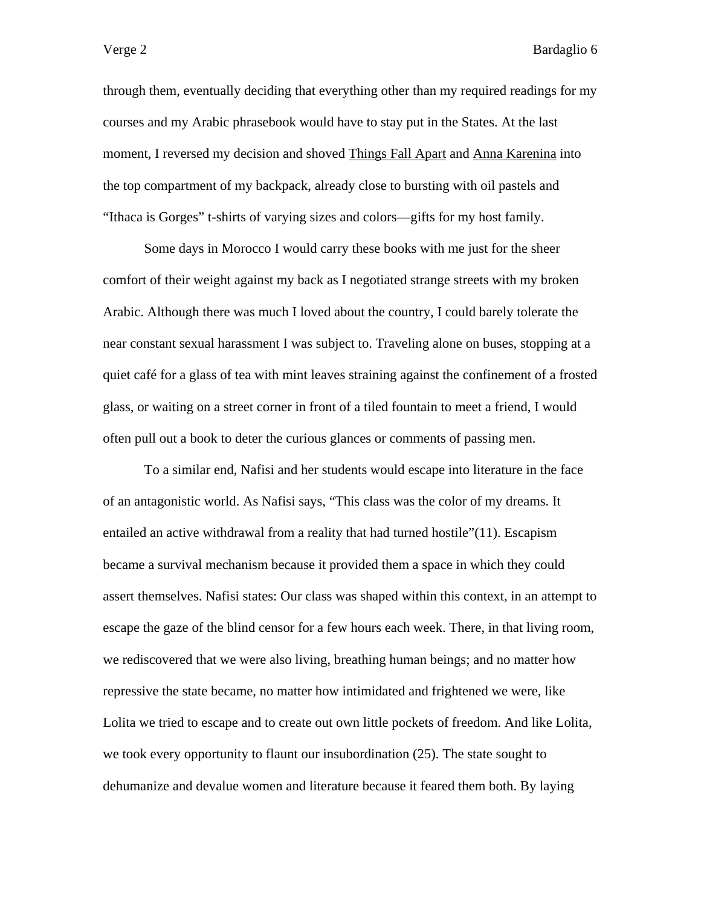through them, eventually deciding that everything other than my required readings for my courses and my Arabic phrasebook would have to stay put in the States. At the last moment, I reversed my decision and shoved <u>Things Fall Apart</u> and <u>Anna Karenina</u> into the top compartment of my backpack, already close to bursting with oil pastels and "Ithaca is Gorges" t-shirts of varying sizes and colors—gifts for my host family.

Some days in Morocco I would carry these books with me just for the sheer comfort of their weight against my back as I negotiated strange streets with my broken Arabic. Although there was much I loved about the country, I could barely tolerate the near constant sexual harassment I was subject to. Traveling alone on buses, stopping at a quiet café for a glass of tea with mint leaves straining against the confinement of a frosted glass, or waiting on a street corner in front of a tiled fountain to meet a friend, I would often pull out a book to deter the curious glances or comments of passing men.

To a similar end, Nafisi and her students would escape into literature in the face of an antagonistic world. As Nafisi says, "This class was the color of my dreams. It entailed an active withdrawal from a reality that had turned hostile"(11). Escapism became a survival mechanism because it provided them a space in which they could assert themselves. Nafisi states: Our class was shaped within this context, in an attempt to escape the gaze of the blind censor for a few hours each week. There, in that living room, we rediscovered that we were also living, breathing human beings; and no matter how repressive the state became, no matter how intimidated and frightened we were, like Lolita we tried to escape and to create out own little pockets of freedom. And like Lolita, we took every opportunity to flaunt our insubordination (25). The state sought to dehumanize and devalue women and literature because it feared them both. By laying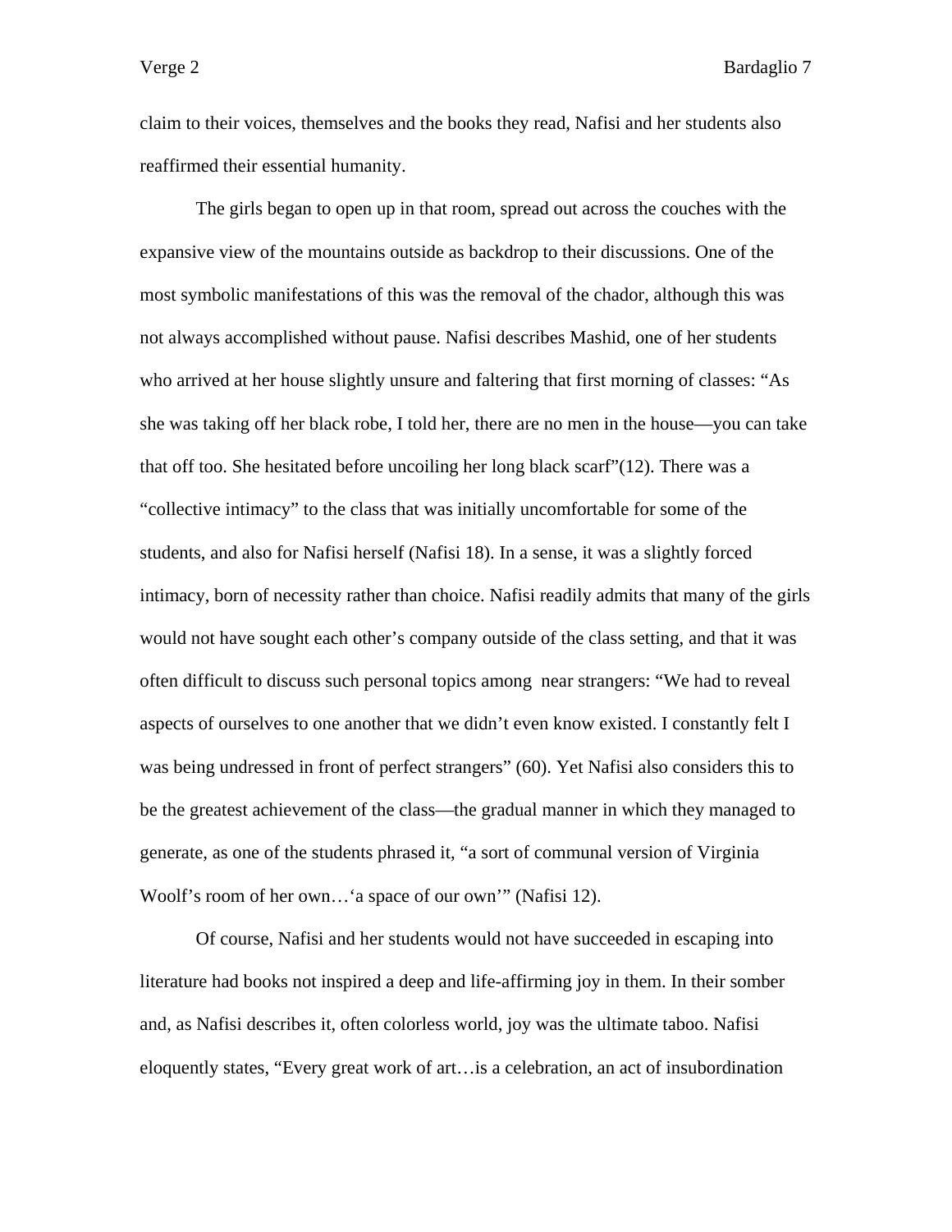claim to their voices, themselves and the books they read, Nafisi and her students also reaffirmed their essential humanity.

The girls began to open up in that room, spread out across the couches with the expansive view of the mountains outside as backdrop to their discussions. One of the most symbolic manifestations of this was the removal of the chador, although this was not always accomplished without pause. Nafisi describes Mashid, one of her students who arrived at her house slightly unsure and faltering that first morning of classes: "As she was taking off her black robe, I told her, there are no men in the house—you can take that off too. She hesitated before uncoiling her long black scarf"(12). There was a "collective intimacy" to the class that was initially uncomfortable for some of the students, and also for Nafisi herself (Nafisi 18). In a sense, it was a slightly forced intimacy, born of necessity rather than choice. Nafisi readily admits that many of the girls would not have sought each other's company outside of the class setting, and that it was often difficult to discuss such personal topics among near strangers: "We had to reveal aspects of ourselves to one another that we didn't even know existed. I constantly felt I was being undressed in front of perfect strangers" (60). Yet Nafisi also considers this to be the greatest achievement of the class—the gradual manner in which they managed to generate, as one of the students phrased it, "a sort of communal version of Virginia Woolf's room of her own…'a space of our own'" (Nafisi 12).

Of course, Nafisi and her students would not have succeeded in escaping into literature had books not inspired a deep and life-affirming joy in them. In their somber and, as Nafisi describes it, often colorless world, joy was the ultimate taboo. Nafisi eloquently states, "Every great work of art…is a celebration, an act of insubordination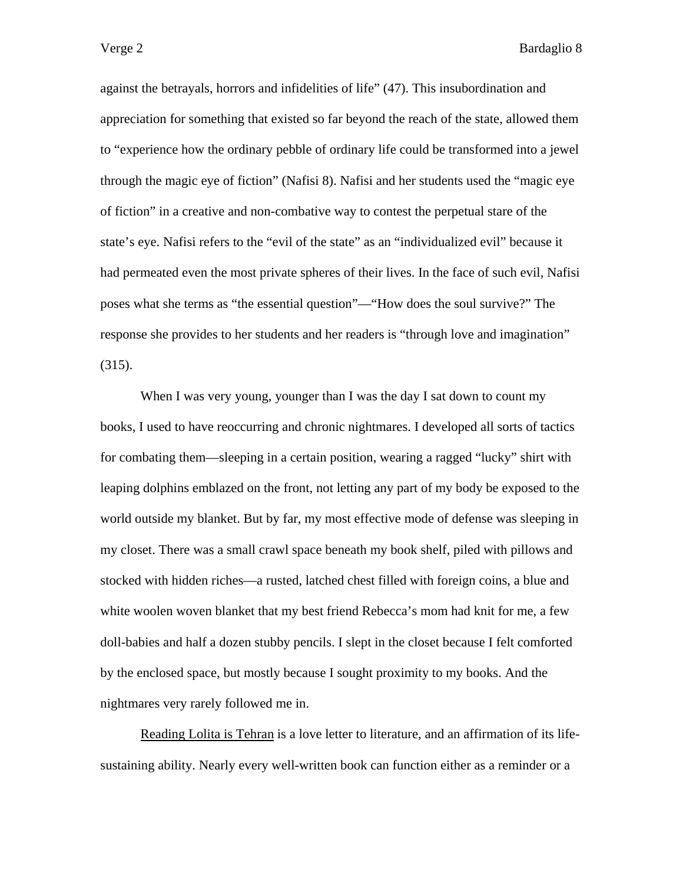against the betrayals, horrors and infidelities of life" (47). This insubordination and appreciation for something that existed so far beyond the reach of the state, allowed them to "experience how the ordinary pebble of ordinary life could be transformed into a jewel through the magic eye of fiction" (Nafisi 8). Nafisi and her students used the "magic eye of fiction" in a creative and non-combative way to contest the perpetual stare of the state's eye. Nafisi refers to the "evil of the state" as an "individualized evil" because it had permeated even the most private spheres of their lives. In the face of such evil, Nafisi poses what she terms as "the essential question"—"How does the soul survive?" The response she provides to her students and her readers is "through love and imagination" (315).

When I was very young, younger than I was the day I sat down to count my books, I used to have reoccurring and chronic nightmares. I developed all sorts of tactics for combating them—sleeping in a certain position, wearing a ragged "lucky" shirt with leaping dolphins emblazoned on the front, not letting any part of my body be exposed to the world outside my blanket. But by far, my most effective mode of defense was sleeping in my closet. There was a small crawl space beneath my book shelf, piled with pillows and stocked with hidden riches—a rusted, latched chest filled with foreign coins, a blue and white woolen woven blanket that my best friend Rebecca's mom had knit for me, a few doll-babies and half a dozen stubby pencils. I slept in the closet because I felt comforted by the enclosed space, but mostly because I sought proximity to my books. And the nightmares very rarely followed me in.

<u>Reading Lolita is Tehran</u> is a love letter to literature, and an affirmation of its life-sustaining ability. Nearly every well-written book can function either as a reminder or a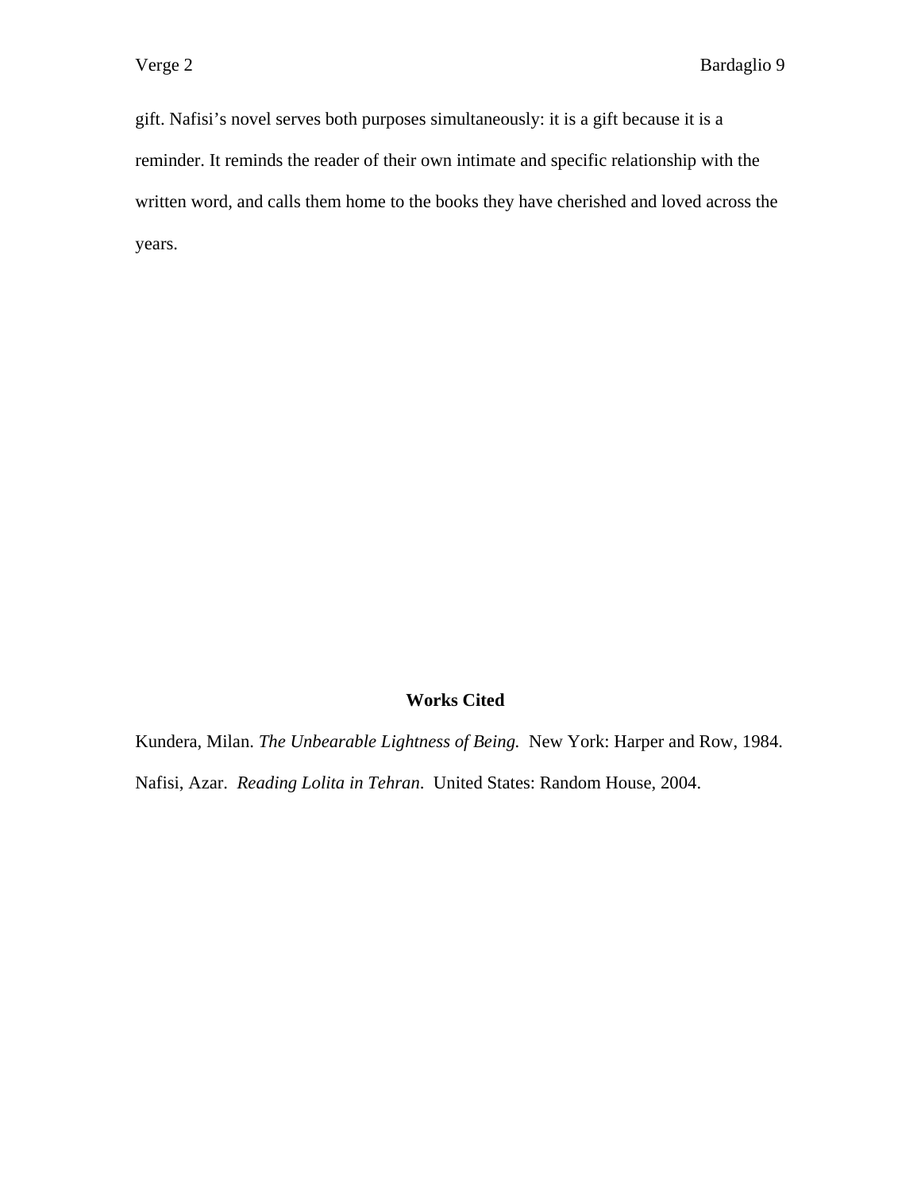gift. Nafisi's novel serves both purposes simultaneously: it is a gift because it is a reminder. It reminds the reader of their own intimate and specific relationship with the written word, and calls them home to the books they have cherished and loved across the years.

## Works Cited

Kundera, Milan. *The Unbearable Lightness of Being.* New York: Harper and Row, 1984.

Nafisi, Azar. *Reading Lolita in Tehran*. United States: Random House, 2004.